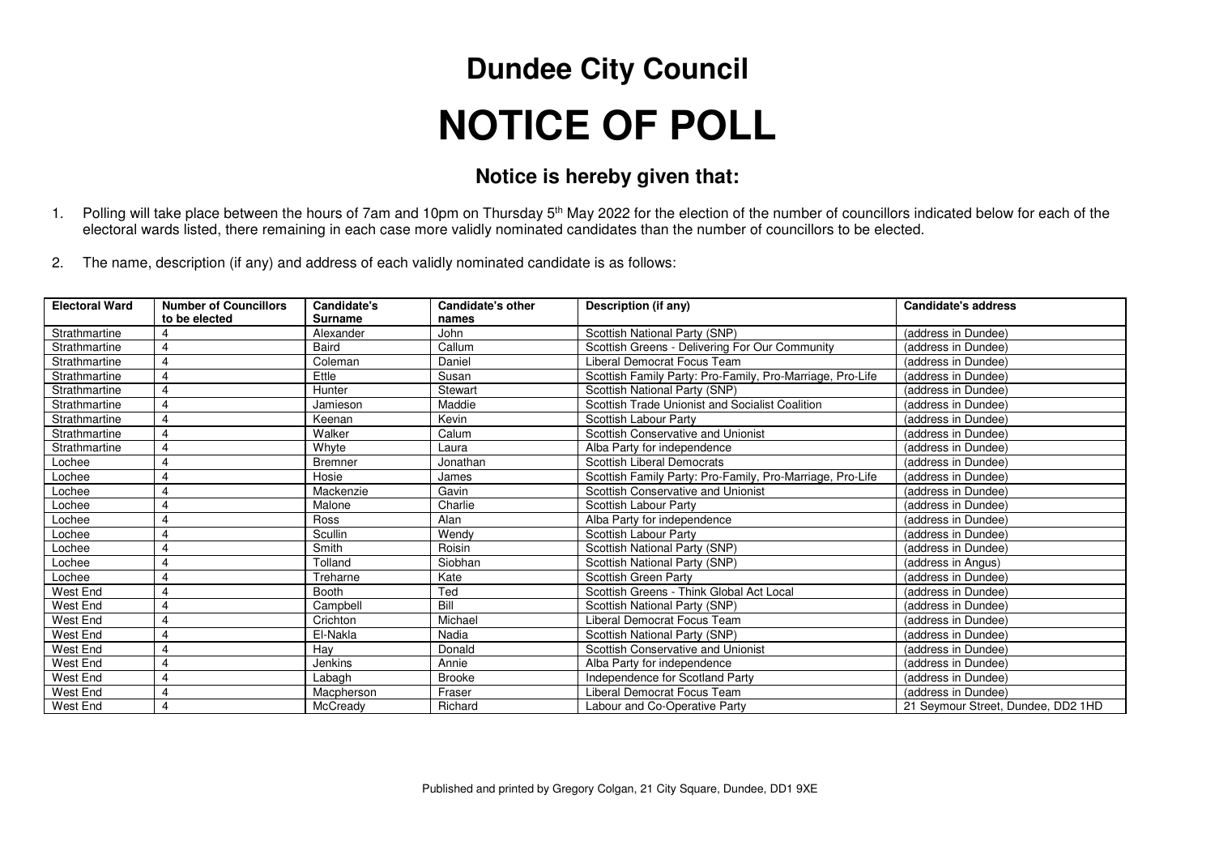# Dundee City Council

# NOTICE OF POLL

## Notice is hereby given that:

1. Polling will take place between the hours of 7am and 10pm on Thursday 5th May 2022 for the election of the number of councillors indicated below for each of the electoral wards listed, there remaining in each case more validly nominated candidates than the number of councillors to be elected.

2. The name, description (if any) and address of each validly nominated candidate is as follows:

| Electoral Ward | Number of Councillors to be elected | Candidate's Surname | Candidate's other names | Description (if any) | Candidate's address |
|---|---|---|---|---|---|
| Strathmartine | 4 | Alexander | John | Scottish National Party (SNP) | (address in Dundee) |
| Strathmartine | 4 | Baird | Callum | Scottish Greens - Delivering For Our Community | (address in Dundee) |
| Strathmartine | 4 | Coleman | Daniel | Liberal Democrat Focus Team | (address in Dundee) |
| Strathmartine | 4 | Ettle | Susan | Scottish Family Party: Pro-Family, Pro-Marriage, Pro-Life | (address in Dundee) |
| Strathmartine | 4 | Hunter | Stewart | Scottish National Party (SNP) | (address in Dundee) |
| Strathmartine | 4 | Jamieson | Maddie | Scottish Trade Unionist and Socialist Coalition | (address in Dundee) |
| Strathmartine | 4 | Keenan | Kevin | Scottish Labour Party | (address in Dundee) |
| Strathmartine | 4 | Walker | Calum | Scottish Conservative and Unionist | (address in Dundee) |
| Strathmartine | 4 | Whyte | Laura | Alba Party for independence | (address in Dundee) |
| Lochee | 4 | Bremner | Jonathan | Scottish Liberal Democrats | (address in Dundee) |
| Lochee | 4 | Hosie | James | Scottish Family Party: Pro-Family, Pro-Marriage, Pro-Life | (address in Dundee) |
| Lochee | 4 | Mackenzie | Gavin | Scottish Conservative and Unionist | (address in Dundee) |
| Lochee | 4 | Malone | Charlie | Scottish Labour Party | (address in Dundee) |
| Lochee | 4 | Ross | Alan | Alba Party for independence | (address in Dundee) |
| Lochee | 4 | Scullin | Wendy | Scottish Labour Party | (address in Dundee) |
| Lochee | 4 | Smith | Roisin | Scottish National Party (SNP) | (address in Dundee) |
| Lochee | 4 | Tolland | Siobhan | Scottish National Party (SNP) | (address in Angus) |
| Lochee | 4 | Treharne | Kate | Scottish Green Party | (address in Dundee) |
| West End | 4 | Booth | Ted | Scottish Greens - Think Global Act Local | (address in Dundee) |
| West End | 4 | Campbell | Bill | Scottish National Party (SNP) | (address in Dundee) |
| West End | 4 | Crichton | Michael | Liberal Democrat Focus Team | (address in Dundee) |
| West End | 4 | El-Nakla | Nadia | Scottish National Party (SNP) | (address in Dundee) |
| West End | 4 | Hay | Donald | Scottish Conservative and Unionist | (address in Dundee) |
| West End | 4 | Jenkins | Annie | Alba Party for independence | (address in Dundee) |
| West End | 4 | Labagh | Brooke | Independence for Scotland Party | (address in Dundee) |
| West End | 4 | Macpherson | Fraser | Liberal Democrat Focus Team | (address in Dundee) |
| West End | 4 | McCready | Richard | Labour and Co-Operative Party | 21 Seymour Street, Dundee, DD2 1HD |

Published and printed by Gregory Colgan, 21 City Square, Dundee, DD1 9XE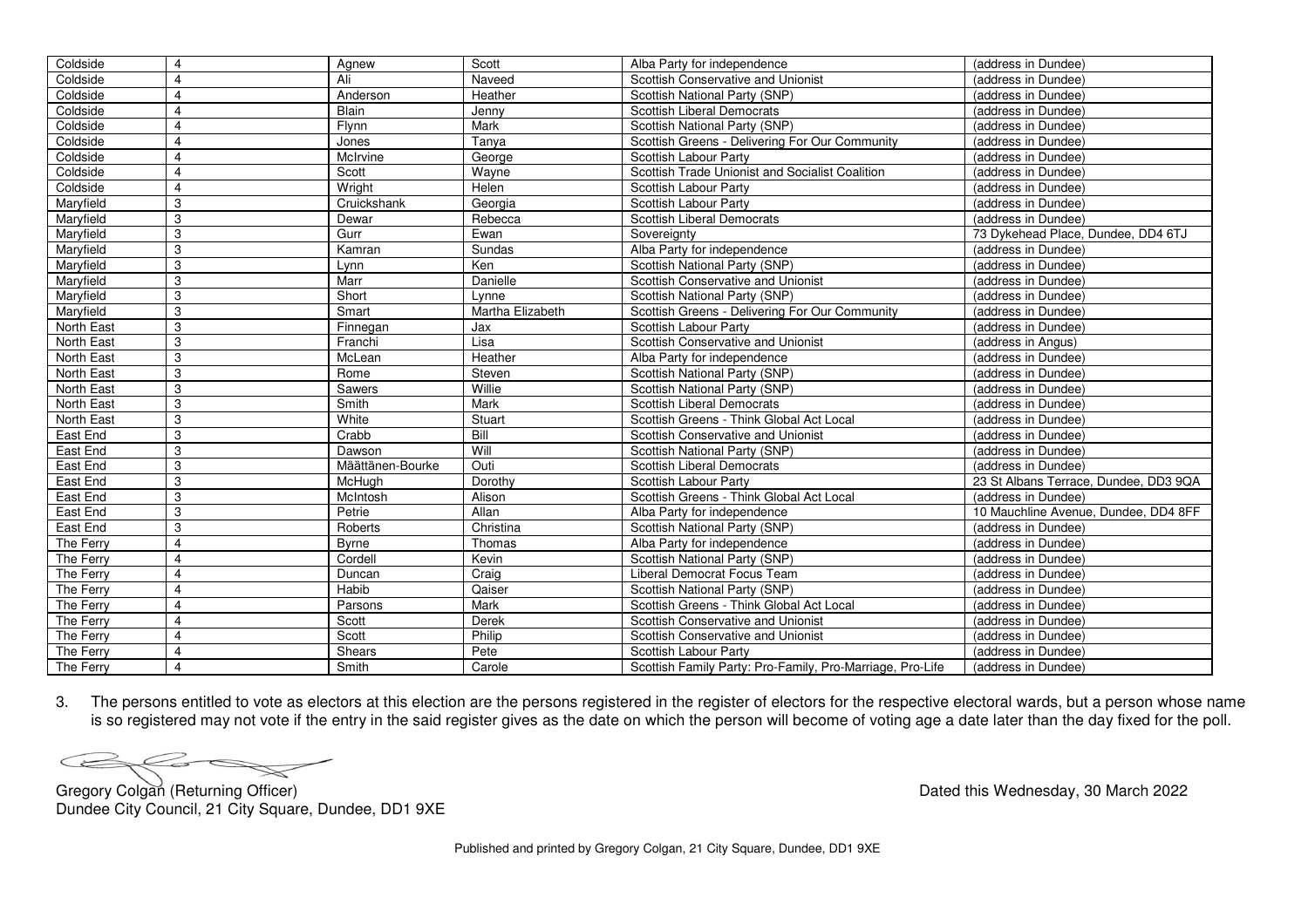| | | | | | |
|---|---|---|---|---|---|
| Coldside | 4 | Agnew | Scott | Alba Party for independence | (address in Dundee) |
| Coldside | 4 | Ali | Naveed | Scottish Conservative and Unionist | (address in Dundee) |
| Coldside | 4 | Anderson | Heather | Scottish National Party (SNP) | (address in Dundee) |
| Coldside | 4 | Blain | Jenny | Scottish Liberal Democrats | (address in Dundee) |
| Coldside | 4 | Flynn | Mark | Scottish National Party (SNP) | (address in Dundee) |
| Coldside | 4 | Jones | Tanya | Scottish Greens - Delivering For Our Community | (address in Dundee) |
| Coldside | 4 | McIrvine | George | Scottish Labour Party | (address in Dundee) |
| Coldside | 4 | Scott | Wayne | Scottish Trade Unionist and Socialist Coalition | (address in Dundee) |
| Coldside | 4 | Wright | Helen | Scottish Labour Party | (address in Dundee) |
| Maryfield | 3 | Cruickshank | Georgia | Scottish Labour Party | (address in Dundee) |
| Maryfield | 3 | Dewar | Rebecca | Scottish Liberal Democrats | (address in Dundee) |
| Maryfield | 3 | Gurr | Ewan | Sovereignty | 73 Dykehead Place, Dundee, DD4 6TJ |
| Maryfield | 3 | Kamran | Sundas | Alba Party for independence | (address in Dundee) |
| Maryfield | 3 | Lynn | Ken | Scottish National Party (SNP) | (address in Dundee) |
| Maryfield | 3 | Marr | Danielle | Scottish Conservative and Unionist | (address in Dundee) |
| Maryfield | 3 | Short | Lynne | Scottish National Party (SNP) | (address in Dundee) |
| Maryfield | 3 | Smart | Martha Elizabeth | Scottish Greens - Delivering For Our Community | (address in Dundee) |
| North East | 3 | Finnegan | Jax | Scottish Labour Party | (address in Dundee) |
| North East | 3 | Franchi | Lisa | Scottish Conservative and Unionist | (address in Angus) |
| North East | 3 | McLean | Heather | Alba Party for independence | (address in Dundee) |
| North East | 3 | Rome | Steven | Scottish National Party (SNP) | (address in Dundee) |
| North East | 3 | Sawers | Willie | Scottish National Party (SNP) | (address in Dundee) |
| North East | 3 | Smith | Mark | Scottish Liberal Democrats | (address in Dundee) |
| North East | 3 | White | Stuart | Scottish Greens - Think Global Act Local | (address in Dundee) |
| East End | 3 | Crabb | Bill | Scottish Conservative and Unionist | (address in Dundee) |
| East End | 3 | Dawson | Will | Scottish National Party (SNP) | (address in Dundee) |
| East End | 3 | Määttänen-Bourke | Outi | Scottish Liberal Democrats | (address in Dundee) |
| East End | 3 | McHugh | Dorothy | Scottish Labour Party | 23 St Albans Terrace, Dundee, DD3 9QA |
| East End | 3 | McIntosh | Alison | Scottish Greens - Think Global Act Local | (address in Dundee) |
| East End | 3 | Petrie | Allan | Alba Party for independence | 10 Mauchline Avenue, Dundee, DD4 8FF |
| East End | 3 | Roberts | Christina | Scottish National Party (SNP) | (address in Dundee) |
| The Ferry | 4 | Byrne | Thomas | Alba Party for independence | (address in Dundee) |
| The Ferry | 4 | Cordell | Kevin | Scottish National Party (SNP) | (address in Dundee) |
| The Ferry | 4 | Duncan | Craig | Liberal Democrat Focus Team | (address in Dundee) |
| The Ferry | 4 | Habib | Qaiser | Scottish National Party (SNP) | (address in Dundee) |
| The Ferry | 4 | Parsons | Mark | Scottish Greens - Think Global Act Local | (address in Dundee) |
| The Ferry | 4 | Scott | Derek | Scottish Conservative and Unionist | (address in Dundee) |
| The Ferry | 4 | Scott | Philip | Scottish Conservative and Unionist | (address in Dundee) |
| The Ferry | 4 | Shears | Pete | Scottish Labour Party | (address in Dundee) |
| The Ferry | 4 | Smith | Carole | Scottish Family Party: Pro-Family, Pro-Marriage, Pro-Life | (address in Dundee) |

3. The persons entitled to vote as electors at this election are the persons registered in the register of electors for the respective electoral wards, but a person whose name is so registered may not vote if the entry in the said register gives as the date on which the person will become of voting age a date later than the day fixed for the poll.

Gregory Colgan (Returning Officer)
Dundee City Council, 21 City Square, Dundee, DD1 9XE

Dated this Wednesday, 30 March 2022

Published and printed by Gregory Colgan, 21 City Square, Dundee, DD1 9XE